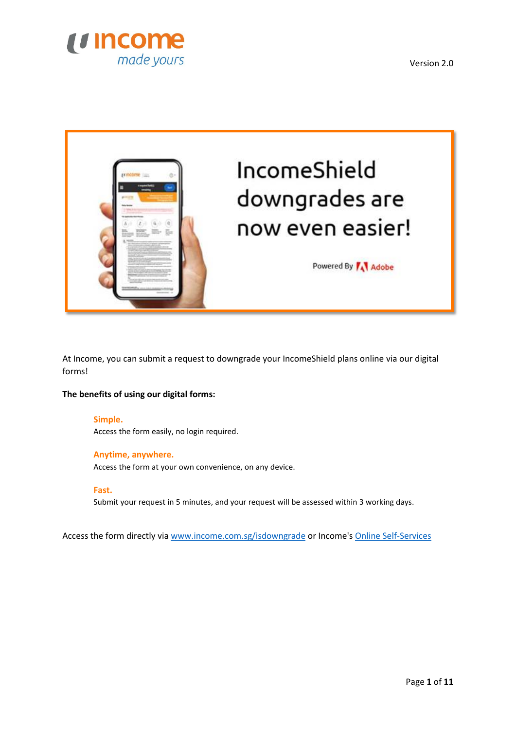Version 2.0

# IncomeShield downgrades are now even easier!

Powered By Adobe

At Income, you can submit a request to downgrade your IncomeShield plans online via our digital forms!

**The benefits of using our digital forms:**

**Simple.**
Access the form easily, no login required.

**Anytime, anywhere.**
Access the form at your own convenience, on any device.

**Fast.**
Submit your request in 5 minutes, and your request will be assessed within 3 working days.

Access the form directly via [www.income.com.sg/isdowngrade](www.income.com.sg/isdowngrade) or Income's Online Self-Services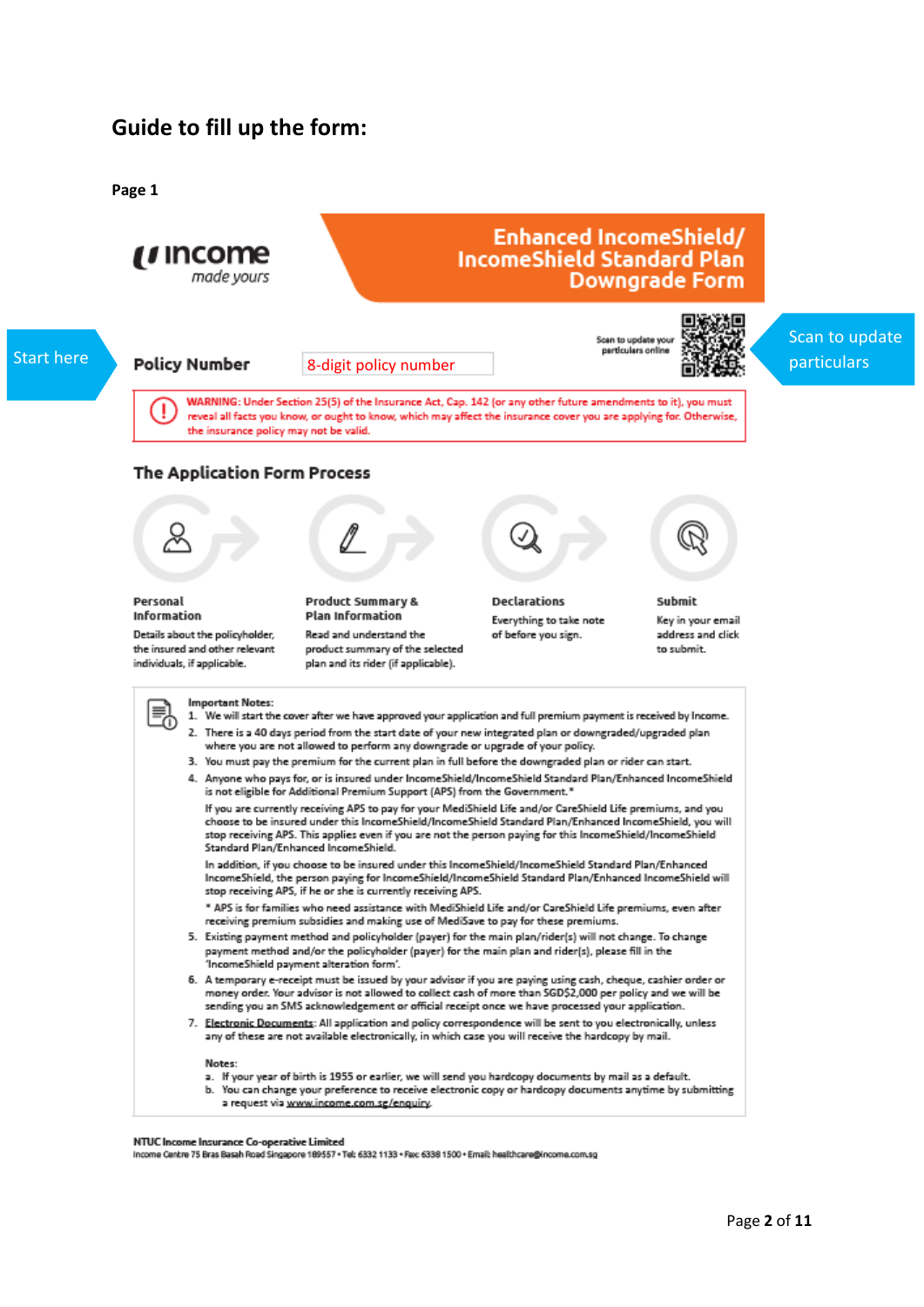## Guide to fill up the form:

**Page 1**

income *made yours*

# Enhanced IncomeShield/ IncomeShield Standard Plan Downgrade Form

Start here

Scan to update particulars

Scan to update your particulars online

**Policy Number** 8-digit policy number

WARNING: Under Section 25(5) of the Insurance Act, Cap. 142 (or any other future amendments to it), you must reveal all facts you know, or ought to know, which may affect the insurance cover you are applying for. Otherwise, the insurance policy may not be valid.

### The Application Form Process

**Personal Information**
Details about the policyholder, the insured and other relevant individuals, if applicable.

**Product Summary & Plan Information**
Read and understand the product summary of the selected plan and its rider (if applicable).

**Declarations**
Everything to take note of before you sign.

**Submit**
Key in your email address and click to submit.

**Important Notes:**

1. We will start the cover after we have approved your application and full premium payment is received by Income.
2. There is a 40 days period from the start date of your new integrated plan or downgraded/upgraded plan where you are not allowed to perform any downgrade or upgrade of your policy.
3. You must pay the premium for the current plan in full before the downgraded plan or rider can start.
4. Anyone who pays for, or is insured under IncomeShield/IncomeShield Standard Plan/Enhanced IncomeShield is not eligible for Additional Premium Support (APS) from the Government.*

   If you are currently receiving APS to pay for your MediShield Life and/or CareShield Life premiums, and you choose to be insured under this IncomeShield/IncomeShield Standard Plan/Enhanced IncomeShield, you will stop receiving APS. This applies even if you are not the person paying for this IncomeShield/IncomeShield Standard Plan/Enhanced IncomeShield.

   In addition, if you choose to be insured under this IncomeShield/IncomeShield Standard Plan/Enhanced IncomeShield, the person paying for IncomeShield/IncomeShield Standard Plan/Enhanced IncomeShield will stop receiving APS, if he or she is currently receiving APS.

   * APS is for families who need assistance with MediShield Life and/or CareShield Life premiums, even after receiving premium subsidies and making use of MediSave to pay for these premiums.
5. Existing payment method and policyholder (payer) for the main plan/rider(s) will not change. To change payment method and/or the policyholder (payer) for the main plan and rider(s), please fill in the 'IncomeShield payment alteration form'.
6. A temporary e-receipt must be issued by your advisor if you are paying using cash, cheque, cashier order or money order. Your advisor is not allowed to collect cash of more than SGD$2,000 per policy and we will be sending you an SMS acknowledgement or official receipt once we have processed your application.
7. Electronic Documents: All application and policy correspondence will be sent to you electronically, unless any of these are not available electronically, in which case you will receive the hardcopy by mail.

   Notes:
   a. If your year of birth is 1955 or earlier, we will send you hardcopy documents by mail as a default.
   b. You can change your preference to receive electronic copy or hardcopy documents anytime by submitting a request via www.income.com.sg/enquiry.

NTUC Income Insurance Co-operative Limited
Income Centre 75 Bras Basah Road Singapore 189557 • Tel: 6332 1133 • Fax: 6338 1500 • Email: healthcare@income.com.sg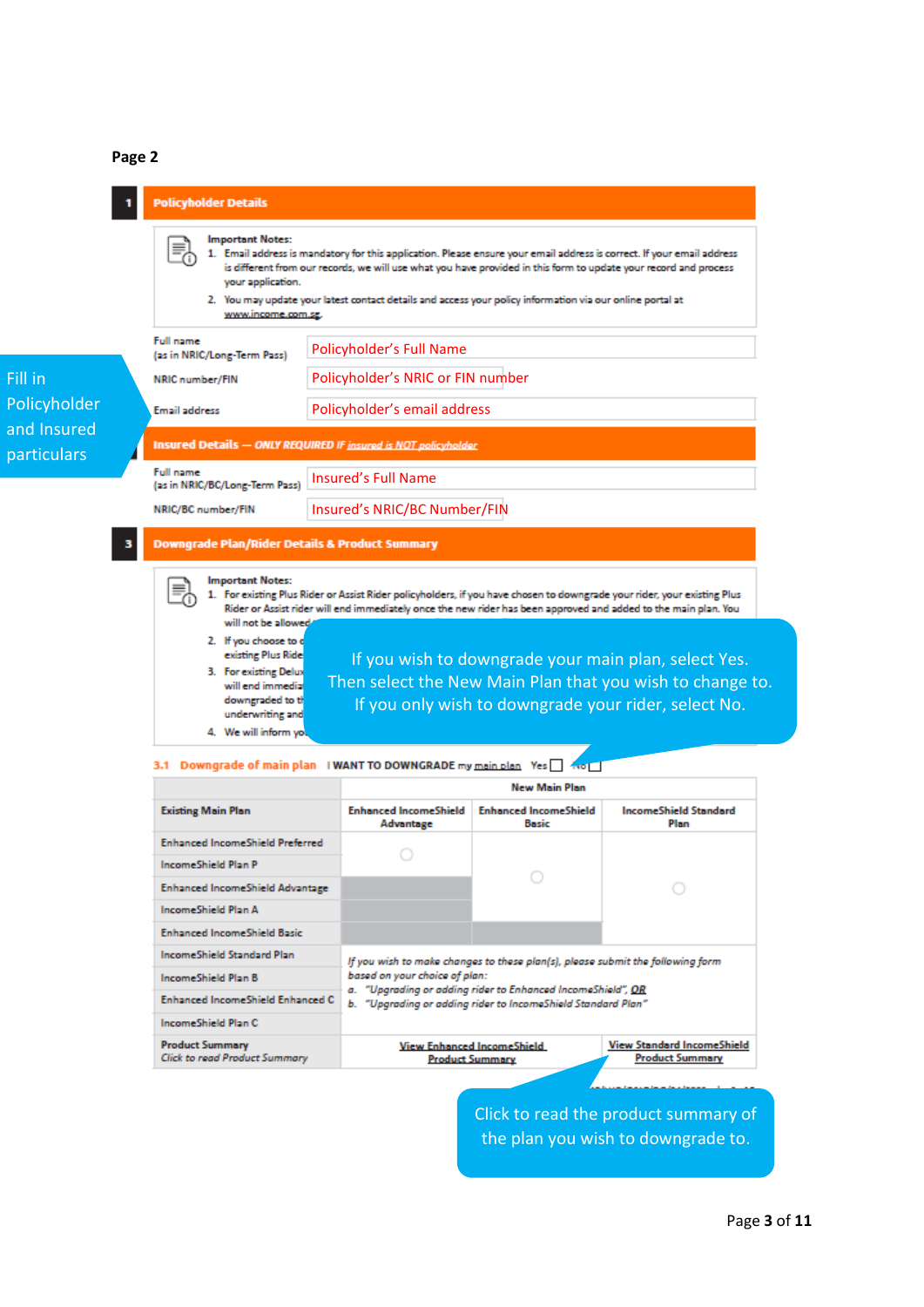**Page 2**

## 1 Policyholder Details

**Important Notes:**

1. Email address is mandatory for this application. Please ensure your email address is correct. If your email address is different from our records, we will use what you have provided in this form to update your record and process your application.
2. You may update your latest contact details and access your policy information via our online portal at www.income.com.sg.

Fill in Policyholder and Insured particulars

| | |
|---|---|
| Full name (as in NRIC/Long-Term Pass) | Policyholder's Full Name |
| NRIC number/FIN | Policyholder's NRIC or FIN number |
| Email address | Policyholder's email address |

### Insured Details — *ONLY REQUIRED IF insured is NOT policyholder*

| | |
|---|---|
| Full name (as in NRIC/BC/Long-Term Pass) | Insured's Full Name |
| NRIC/BC number/FIN | Insured's NRIC/BC Number/FIN |

## 3 Downgrade Plan/Rider Details & Product Summary

**Important Notes:**

1. For existing Plus Rider or Assist Rider policyholders, if you have chosen to downgrade your rider, your existing Plus Rider or Assist rider will end immediately once the new rider has been approved and added to the main plan. You will not be allowed
2. If you choose to c existing Plus Ride
3. For existing Delux will end immedia downgraded to th underwriting and
4. We will inform yo

If you wish to downgrade your main plan, select Yes. Then select the New Main Plan that you wish to change to. If you only wish to downgrade your rider, select No.

**3.1 Downgrade of main plan** I WANT TO DOWNGRADE my main plan Yes ☐ No ☐

| Existing Main Plan | New Main Plan: Enhanced IncomeShield Advantage | New Main Plan: Enhanced IncomeShield Basic | New Main Plan: IncomeShield Standard Plan |
|---|---|---|---|
| Enhanced IncomeShield Preferred | ○ | ○ | ○ |
| IncomeShield Plan P | | | |
| Enhanced IncomeShield Advantage | | | |
| IncomeShield Plan A | | | |
| Enhanced IncomeShield Basic | | | |
| IncomeShield Standard Plan | *If you wish to make changes to these plan(s), please submit the following form based on your choice of plan:* a. *"Upgrading or adding rider to Enhanced IncomeShield", OR* b. *"Upgrading or adding rider to IncomeShield Standard Plan"* | | |
| IncomeShield Plan B | | | |
| Enhanced IncomeShield Enhanced C | | | |
| IncomeShield Plan C | | | |
| Product Summary *Click to read Product Summary* | View Enhanced IncomeShield Product Summary | | View Standard IncomeShield Product Summary |

Click to read the product summary of the plan you wish to downgrade to.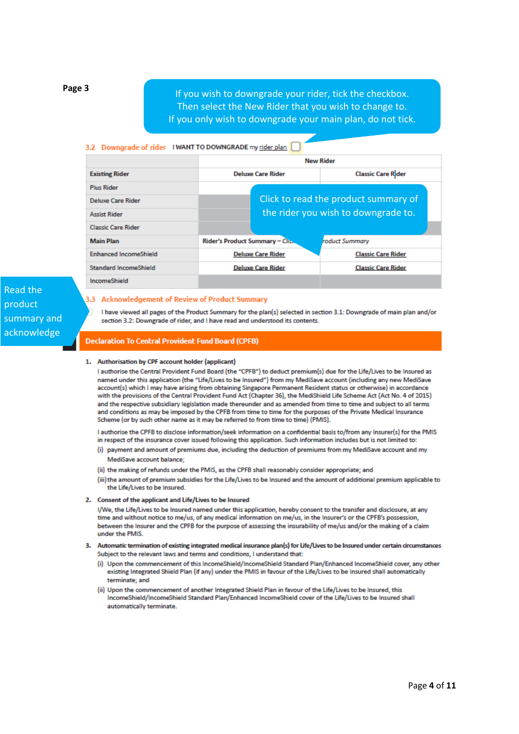Page 3

If you wish to downgrade your rider, tick the checkbox.
Then select the New Rider that you wish to change to.
If you only wish to downgrade your main plan, do not tick.

### 3.2 Downgrade of rider

I WANT TO DOWNGRADE my rider plan ☐

| | New Rider | |
|---|---|---|
| **Existing Rider** | **Deluxe Care Rider** | **Classic Care Rider** |
| Plus Rider | | |
| Deluxe Care Rider | | |
| Assist Rider | | |
| Classic Care Rider | | |
| **Main Plan** | **Rider's Product Summary** – *Click* | *Product Summary* |
| Enhanced IncomeShield | Deluxe Care Rider | Classic Care Rider |
| Standard IncomeShield | Deluxe Care Rider | Classic Care Rider |
| IncomeShield | | |

Click to read the product summary of the rider you wish to downgrade to.

Read the product summary and acknowledge

### 3.3 Acknowledgement of Review of Product Summary

☐ I have viewed all pages of the Product Summary for the plan(s) selected in section 3.1: Downgrade of main plan and/or section 3.2: Downgrade of rider, and I have read and understood its contents.

## Declaration To Central Provident Fund Board (CPFB)

1. **Authorisation by CPF account holder (applicant)**

   I authorise the Central Provident Fund Board (the "CPFB") to deduct premium(s) due for the Life/Lives to be Insured as named under this application (the "Life/Lives to be Insured") from my MediSave account (including any new MediSave account(s) which I may have arising from obtaining Singapore Permanent Resident status or otherwise) in accordance with the provisions of the Central Provident Fund Act (Chapter 36), the MediShield Life Scheme Act (Act No. 4 of 2015) and the respective subsidiary legislation made thereunder and as amended from time to time and subject to all terms and conditions as may be imposed by the CPFB from time to time for the purposes of the Private Medical Insurance Scheme (or by such other name as it may be referred to from time to time) (PMIS).

   I authorise the CPFB to disclose information/seek information on a confidential basis to/from any Insurer(s) for the PMIS in respect of the insurance cover issued following this application. Such information includes but is not limited to:

   (i) payment and amount of premiums due, including the deduction of premiums from my MediSave account and my MediSave account balance;

   (ii) the making of refunds under the PMIS, as the CPFB shall reasonably consider appropriate; and

   (iii) the amount of premium subsidies for the Life/Lives to be Insured and the amount of additional premium applicable to the Life/Lives to be Insured.

2. **Consent of the applicant and Life/Lives to be Insured**

   I/We, the Life/Lives to be Insured named under this application, hereby consent to the transfer and disclosure, at any time and without notice to me/us, of any medical information on me/us, in the Insurer's or the CPFB's possession, between the Insurer and the CPFB for the purpose of assessing the insurability of me/us and/or the making of a claim under the PMIS.

3. **Automatic termination of existing integrated medical insurance plan(s) for Life/Lives to be Insured under certain circumstances**

   Subject to the relevant laws and terms and conditions, I understand that:

   (i) Upon the commencement of this IncomeShield/IncomeShield Standard Plan/Enhanced IncomeShield cover, any other existing Integrated Shield Plan (if any) under the PMIS in favour of the Life/Lives to be Insured shall automatically terminate; and

   (ii) Upon the commencement of another Integrated Shield Plan in favour of the Life/Lives to be Insured, this IncomeShield/IncomeShield Standard Plan/Enhanced IncomeShield cover of the Life/Lives to be Insured shall automatically terminate.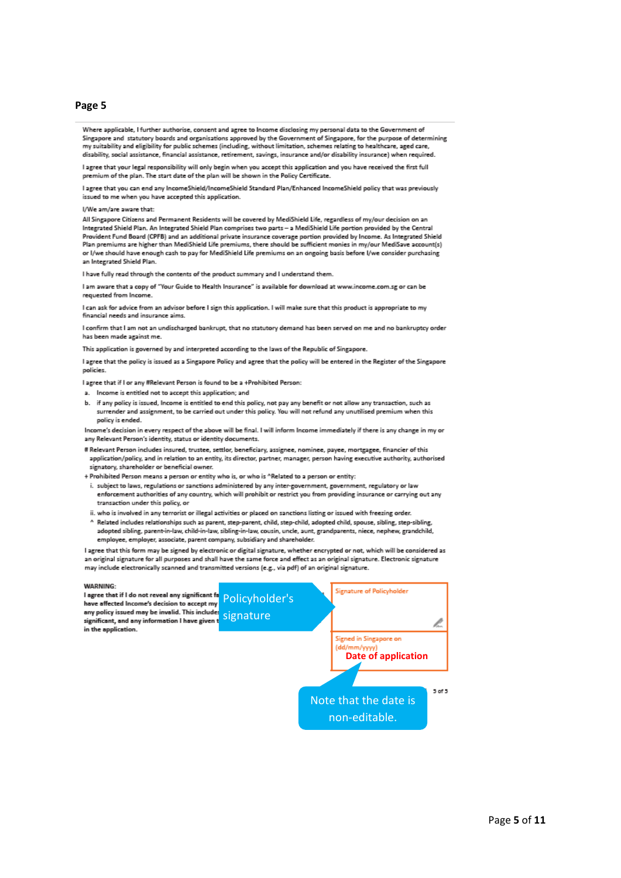## Page 5

Where applicable, I further authorise, consent and agree to Income disclosing my personal data to the Government of Singapore and statutory boards and organisations approved by the Government of Singapore, for the purpose of determining my suitability and eligibility for public schemes (including, without limitation, schemes relating to healthcare, aged care, disability, social assistance, financial assistance, retirement, savings, insurance and/or disability insurance) when required.

I agree that your legal responsibility will only begin when you accept this application and you have received the first full premium of the plan. The start date of the plan will be shown in the Policy Certificate.

I agree that you can end any IncomeShield/IncomeShield Standard Plan/Enhanced IncomeShield policy that was previously issued to me when you have accepted this application.

I/We am/are aware that:

All Singapore Citizens and Permanent Residents will be covered by MediShield Life, regardless of my/our decision on an Integrated Shield Plan. An Integrated Shield Plan comprises two parts – a MediShield Life portion provided by the Central Provident Fund Board (CPFB) and an additional private insurance coverage portion provided by Income. As Integrated Shield Plan premiums are higher than MediShield Life premiums, there should be sufficient monies in my/our MediSave account(s) or I/we should have enough cash to pay for MediShield Life premiums on an ongoing basis before I/we consider purchasing an Integrated Shield Plan.

I have fully read through the contents of the product summary and I understand them.

I am aware that a copy of "Your Guide to Health Insurance" is available for download at www.income.com.sg or can be requested from Income.

I can ask for advice from an advisor before I sign this application. I will make sure that this product is appropriate to my financial needs and insurance aims.

I confirm that I am not an undischarged bankrupt, that no statutory demand has been served on me and no bankruptcy order has been made against me.

This application is governed by and interpreted according to the laws of the Republic of Singapore.

I agree that the policy is issued as a Singapore Policy and agree that the policy will be entered in the Register of the Singapore policies.

I agree that if I or any #Relevant Person is found to be a +Prohibited Person:

a. Income is entitled not to accept this application; and
b. if any policy is issued, Income is entitled to end this policy, not pay any benefit or not allow any transaction, such as surrender and assignment, to be carried out under this policy. You will not refund any unutilised premium when this policy is ended.

Income's decision in every respect of the above will be final. I will inform Income immediately if there is any change in my or any Relevant Person's identity, status or identity documents.

# Relevant Person includes insured, trustee, settlor, beneficiary, assignee, nominee, payee, mortgagee, financier of this application/policy, and in relation to an entity, its director, partner, manager, person having executive authority, authorised signatory, shareholder or beneficial owner.

+ Prohibited Person means a person or entity who is, or who is ^Related to a person or entity:

i. subject to laws, regulations or sanctions administered by any inter-government, government, regulatory or law enforcement authorities of any country, which will prohibit or restrict you from providing insurance or carrying out any transaction under this policy, or
ii. who is involved in any terrorist or illegal activities or placed on sanctions listing or issued with freezing order.

^ Related includes relationships such as parent, step-parent, child, step-child, adopted child, spouse, sibling, step-sibling, adopted sibling, parent-in-law, child-in-law, sibling-in-law, cousin, uncle, aunt, grandparents, niece, nephew, grandchild, employee, employer, associate, parent company, subsidiary and shareholder.

I agree that this form may be signed by electronic or digital signature, whether encrypted or not, which will be considered as an original signature for all purposes and shall have the same force and effect as an original signature. Electronic signature may include electronically scanned and transmitted versions (e.g., via pdf) of an original signature.

**WARNING:**
**I agree that if I do not reveal any significant fa[...] have affected Income's decision to accept my [...] any policy issued may be invalid. This include[...] significant, and any information I have given t[...] in the application.**

Policyholder's signature

Signature of Policyholder

Signed in Singapore on (dd/mm/yyyy)

Date of application

Note that the date is non-editable.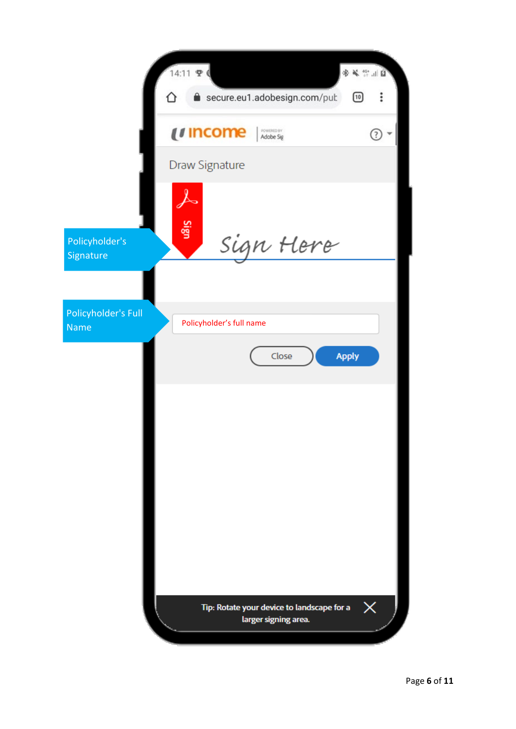Policyholder's Signature

Policyholder's Full Name

14:11

secure.eu1.adobesign.com/put

income | POWERED BY Adobe Sig

Draw Signature

Sign

Sign Here

Policyholder's full name

Close

Apply

Tip: Rotate your device to landscape for a larger signing area.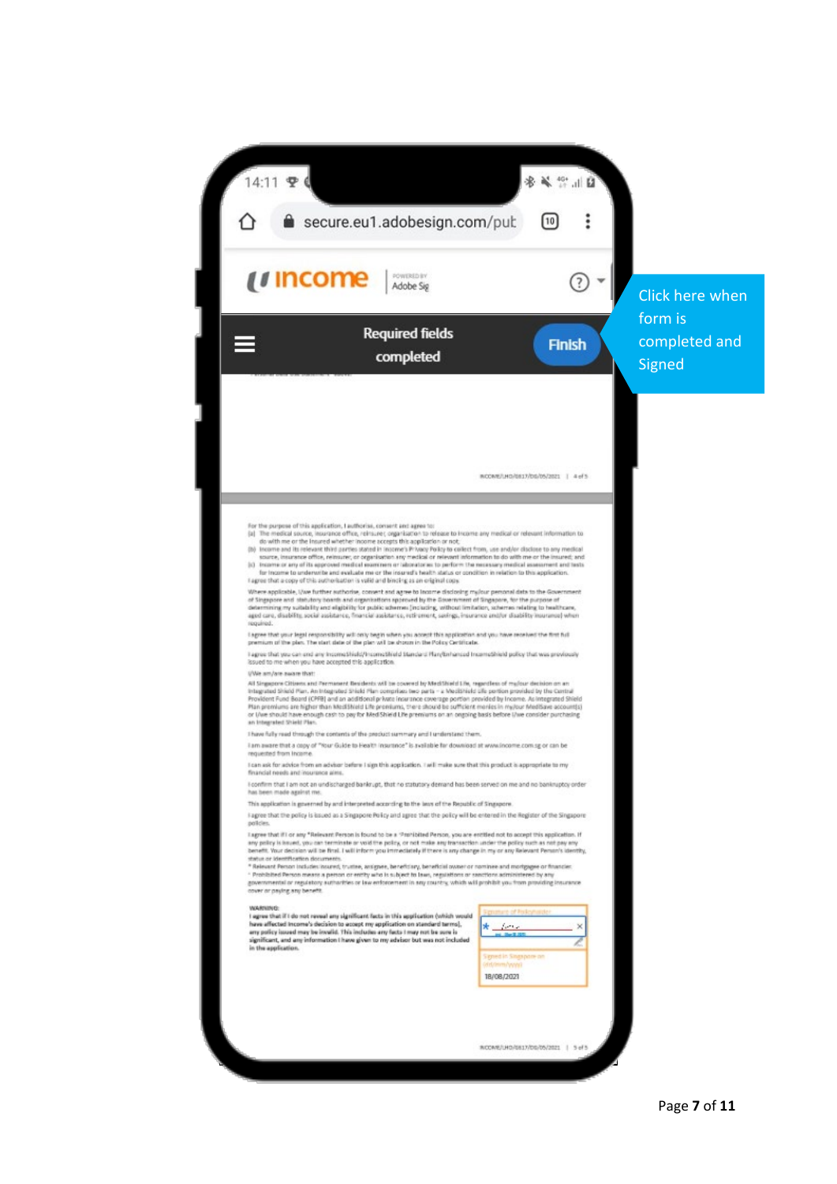14:11

secure.eu1.adobesign.com/pub

income | POWERED BY Adobe Sign

Required fields completed

Finish

Click here when form is completed and Signed

For the purpose of this application, I authorise, consent and agree to:

(a) The medical source, insurance office, reinsurer, organisation to release to Income any medical or relevant information to do with me or the Insured whether Income accepts this application or not;

(b) Income and its relevant third parties stated in Income's Privacy Policy to collect from, use and/or disclose to any medical source, insurance office, reinsurer, or organisation any medical or relevant information to do with me or the Insured; and

(c) Income or any of its approved medical examiners or laboratories to perform the necessary medical assessment and tests for Income to underwrite and evaluate me or the Insured's health status or condition in relation to this application.

I agree that a copy of this authorisation is valid and binding as an original copy.

Where applicable, I/we further authorise, consent and agree to Income disclosing my/our personal data to the Government of Singapore and statutory boards and organisations approved by the Government of Singapore, for the purpose of determining my suitability and eligibility for public schemes (including, without limitation, schemes relating to healthcare, aged care, disability, social assistance, financial assistance, retirement, savings, insurance and/or disability insurance) when required.

I agree that your legal responsibility will only begin when you accept this application and you have received the first full premium of the plan. The start date of the plan will be shown in the Policy Certificate.

I agree that you can end any IncomeShield/IncomeShield Standard Plan/Enhanced IncomeShield policy that was previously issued to me when you have accepted this application.

I/We am/are aware that:

All Singapore Citizens and Permanent Residents will be covered by MediShield Life, regardless of my/our decision on an Integrated Shield Plan. An Integrated Shield Plan comprises two parts – a MediShield Life portion provided by the Central Provident Fund Board (CPFB) and an additional private insurance coverage portion provided by Income. As Integrated Shield Plan premiums are higher than MediShield Life premiums, there should be sufficient monies in my/our MediSave account(s) or I/we should have enough cash to pay for MediShield Life premiums on an ongoing basis before I/we consider purchasing an Integrated Shield Plan.

I have fully read through the contents of the product summary and I understand them.

I am aware that a copy of "Your Guide to Health Insurance" is available for download at www.income.com.sg or can be requested from Income.

I can ask for advice from an adviser before I sign this application. I will make sure that this product is appropriate to my financial needs and insurance aims.

I confirm that I am not an undischarged bankrupt, that no statutory demand has been served on me and no bankruptcy order has been made against me.

This application is governed by and interpreted according to the laws of the Republic of Singapore.

I agree that the policy is issued as a Singapore Policy and agree that the policy will be entered in the Register of the Singapore policies.

I agree that if I or any *Relevant Person is found to be a ^Prohibited Person, you are entitled not to accept this application. If any policy is issued, you can terminate or void the policy, or not make any transaction under the policy such as not pay any benefit. Your decision will be final. I will inform you immediately if there is any change in my or any Relevant Person's identity, status or identification documents.

\* Relevant Person includes insured, trustee, assignee, beneficiary, beneficial owner or nominee and mortgagee or financier.

^ Prohibited Person means a person or entity who is subject to laws, regulations or sanctions administered by any governmental or regulatory authorities or law enforcement in any country, which will prohibit you from providing insurance cover or paying any benefit.

**WARNING:**
**I agree that if I do not reveal any significant facts in this application (which would have affected Income's decision to accept my application on standard terms), any policy issued may be invalid. This includes any facts I may not be sure is significant, and any information I have given to my adviser but was not included in the application.**

Signature of Policyholder

Signed in Singapore on (dd/mm/yyyy)

18/08/2021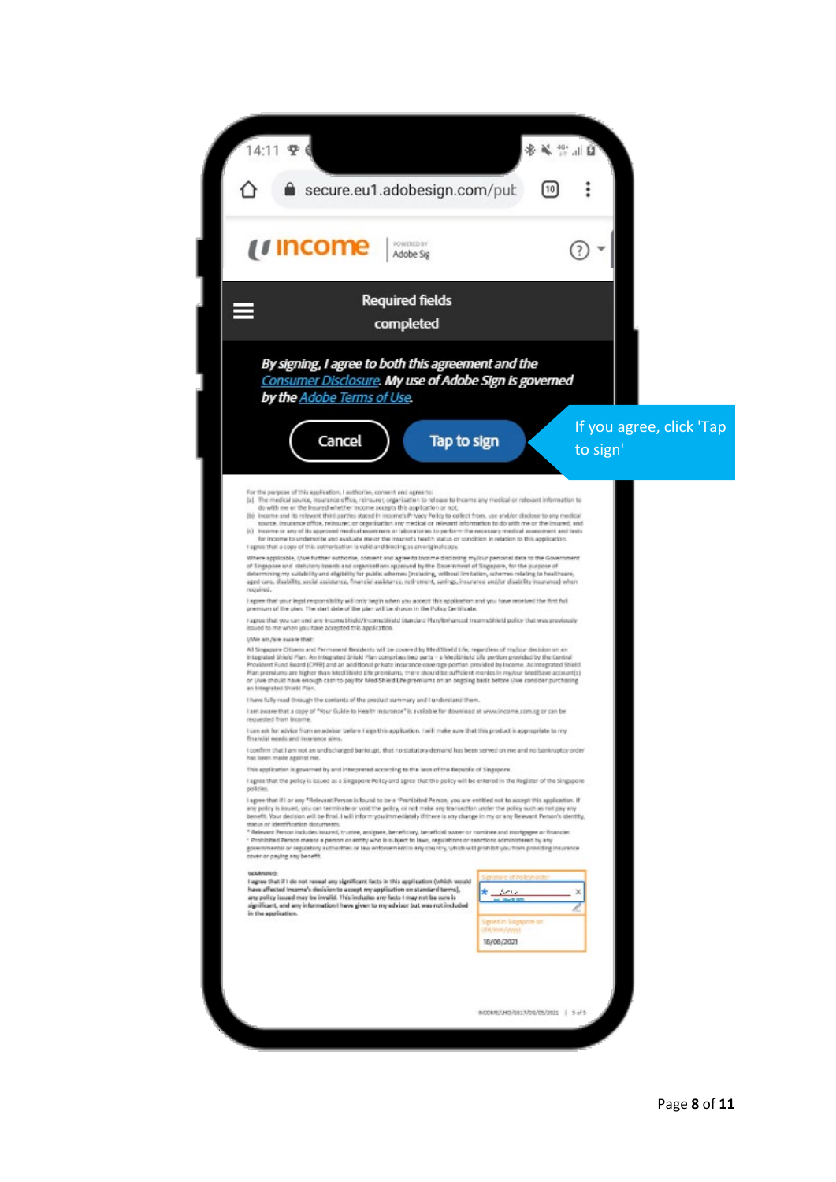income | POWERED BY Adobe Sign

Required fields completed

*By signing, I agree to both this agreement and the Consumer Disclosure. My use of Adobe Sign is governed by the Adobe Terms of Use.*

Cancel | Tap to sign

If you agree, click 'Tap to sign'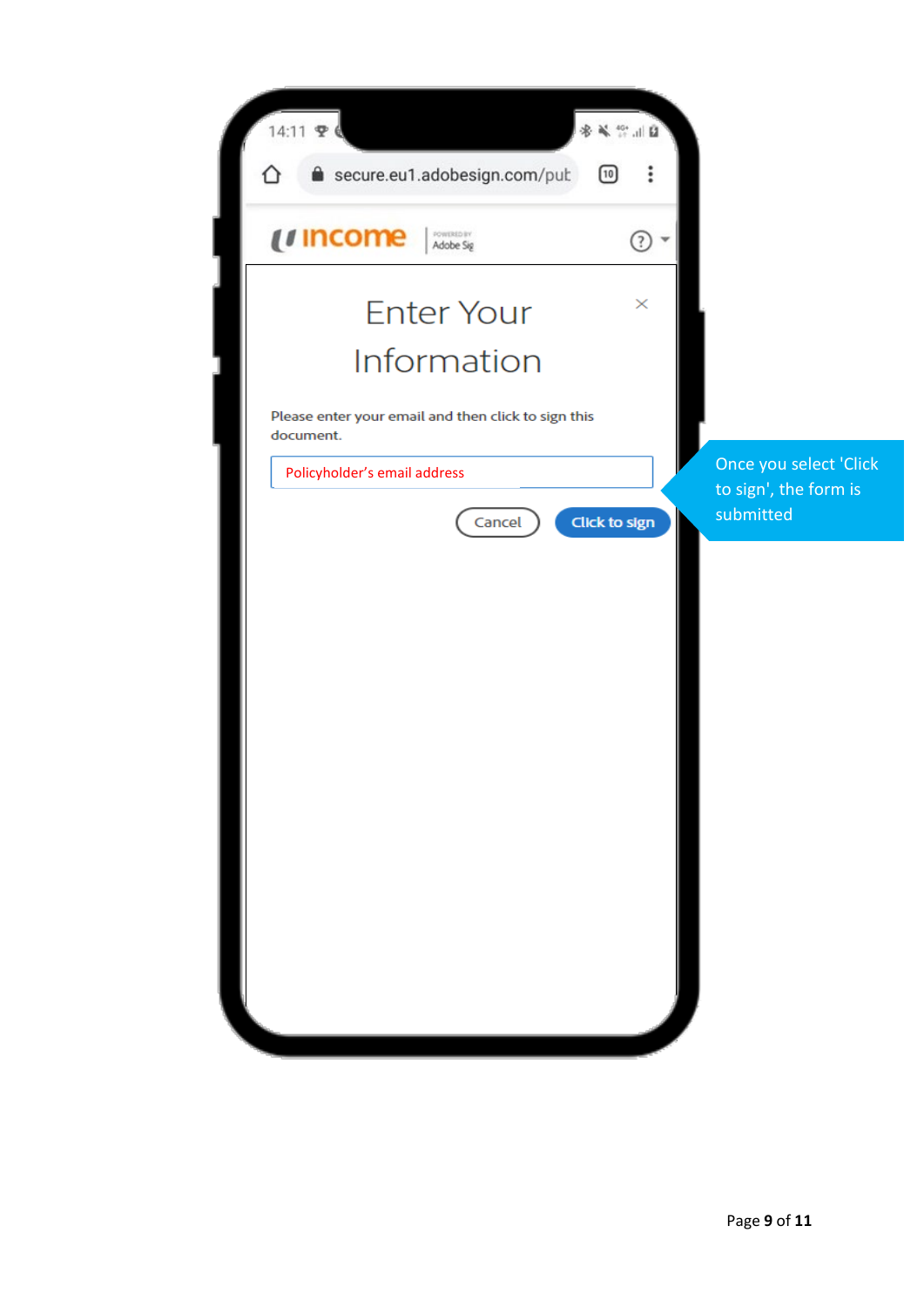14:11

secure.eu1.adobesign.com/put

income | POWERED BY Adobe Sig

# Enter Your Information

Please enter your email and then click to sign this document.

Policyholder's email address

Cancel | Click to sign

Once you select 'Click to sign', the form is submitted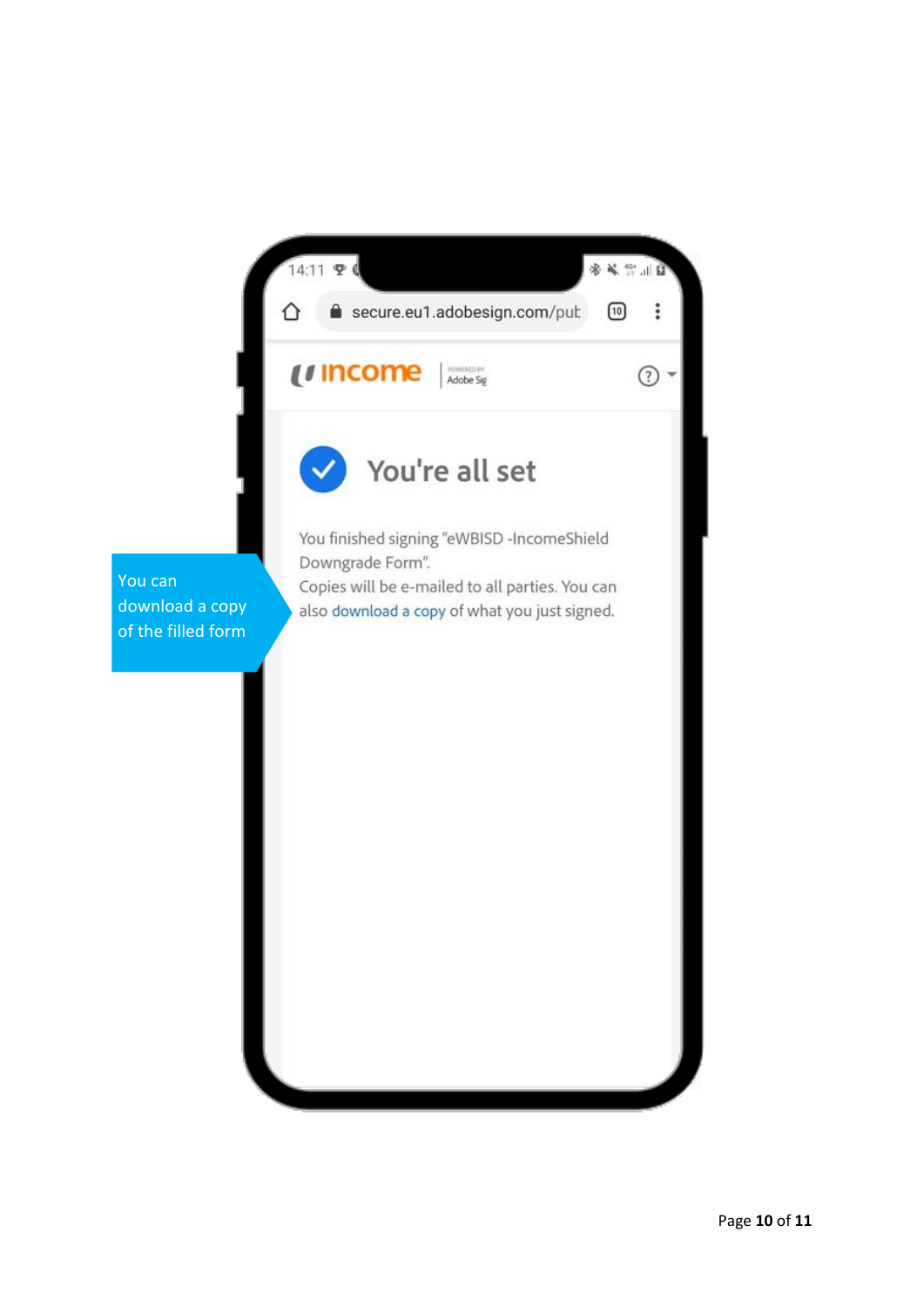You can download a copy of the filled form

14:11

secure.eu1.adobesign.com/pub

income | POWERED BY Adobe Sign

## You're all set

You finished signing "eWBISD -IncomeShield Downgrade Form".
Copies will be e-mailed to all parties. You can also download a copy of what you just signed.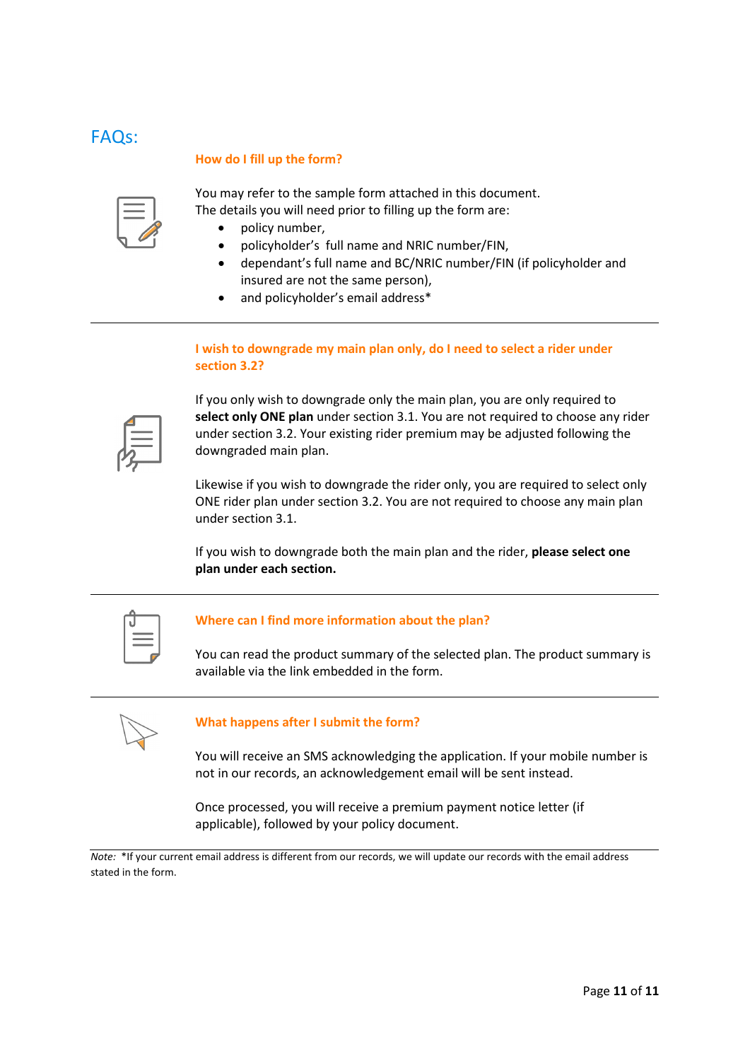## FAQs:

### How do I fill up the form?

You may refer to the sample form attached in this document.
The details you will need prior to filling up the form are:

- policy number,
- policyholder's full name and NRIC number/FIN,
- dependant's full name and BC/NRIC number/FIN (if policyholder and insured are not the same person),
- and policyholder's email address*

---

### I wish to downgrade my main plan only, do I need to select a rider under section 3.2?

If you only wish to downgrade only the main plan, you are only required to **select only ONE plan** under section 3.1. You are not required to choose any rider under section 3.2. Your existing rider premium may be adjusted following the downgraded main plan.

Likewise if you wish to downgrade the rider only, you are required to select only ONE rider plan under section 3.2. You are not required to choose any main plan under section 3.1.

If you wish to downgrade both the main plan and the rider, **please select one plan under each section.**

---

### Where can I find more information about the plan?

You can read the product summary of the selected plan. The product summary is available via the link embedded in the form.

---

### What happens after I submit the form?

You will receive an SMS acknowledging the application. If your mobile number is not in our records, an acknowledgement email will be sent instead.

Once processed, you will receive a premium payment notice letter (if applicable), followed by your policy document.

---

*Note:* *If your current email address is different from our records, we will update our records with the email address stated in the form.